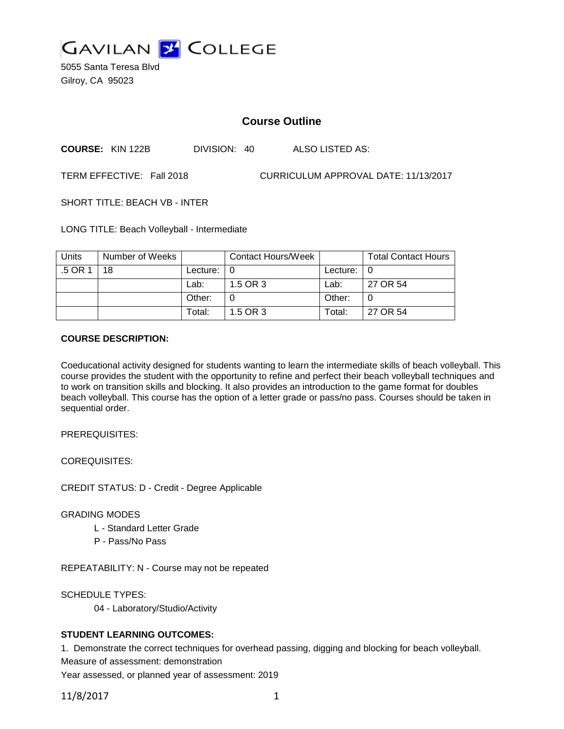# GAVILAN COLLEGE

5055 Santa Teresa Blvd
Gilroy, CA 95023

## Course Outline

**COURSE:** KIN 122B DIVISION: 40 ALSO LISTED AS:

TERM EFFECTIVE: Fall 2018 CURRICULUM APPROVAL DATE: 11/13/2017

SHORT TITLE: BEACH VB - INTER

LONG TITLE: Beach Volleyball - Intermediate

| Units | Number of Weeks | | Contact Hours/Week | | Total Contact Hours |
|---|---|---|---|---|---|
| .5 OR 1 | 18 | Lecture: | 0 | Lecture: | 0 |
| | | Lab: | 1.5 OR 3 | Lab: | 27 OR 54 |
| | | Other: | 0 | Other: | 0 |
| | | Total: | 1.5 OR 3 | Total: | 27 OR 54 |

**COURSE DESCRIPTION:**

Coeducational activity designed for students wanting to learn the intermediate skills of beach volleyball. This course provides the student with the opportunity to refine and perfect their beach volleyball techniques and to work on transition skills and blocking. It also provides an introduction to the game format for doubles beach volleyball. This course has the option of a letter grade or pass/no pass. Courses should be taken in sequential order.

PREREQUISITES:

COREQUISITES:

CREDIT STATUS: D - Credit - Degree Applicable

GRADING MODES

L - Standard Letter Grade
P - Pass/No Pass

REPEATABILITY: N - Course may not be repeated

SCHEDULE TYPES:

04 - Laboratory/Studio/Activity

**STUDENT LEARNING OUTCOMES:**

1. Demonstrate the correct techniques for overhead passing, digging and blocking for beach volleyball.
Measure of assessment: demonstration
Year assessed, or planned year of assessment: 2019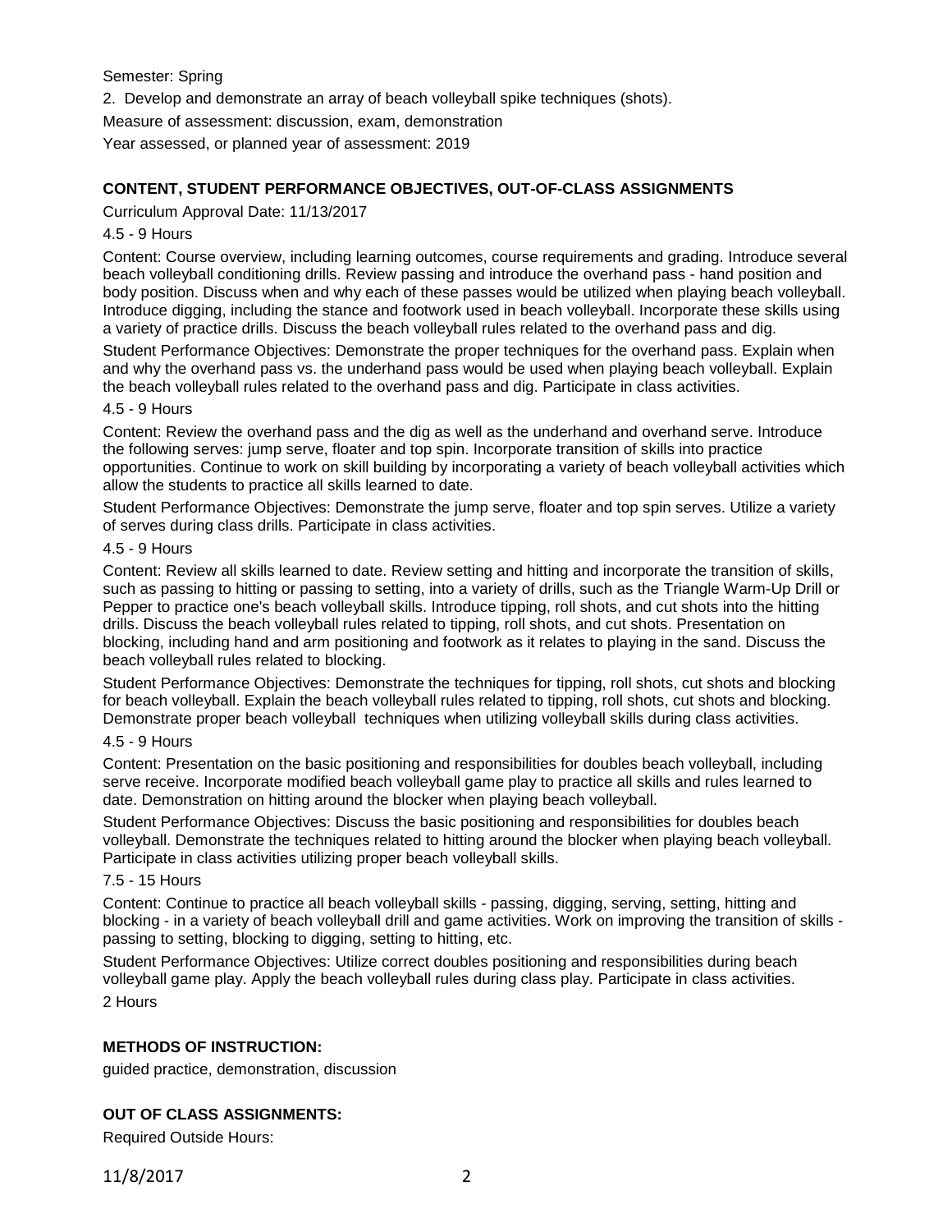Semester: Spring

2. Develop and demonstrate an array of beach volleyball spike techniques (shots).

Measure of assessment: discussion, exam, demonstration

Year assessed, or planned year of assessment: 2019

## CONTENT, STUDENT PERFORMANCE OBJECTIVES, OUT-OF-CLASS ASSIGNMENTS

Curriculum Approval Date: 11/13/2017

4.5 - 9 Hours

Content: Course overview, including learning outcomes, course requirements and grading. Introduce several beach volleyball conditioning drills. Review passing and introduce the overhand pass - hand position and body position. Discuss when and why each of these passes would be utilized when playing beach volleyball. Introduce digging, including the stance and footwork used in beach volleyball. Incorporate these skills using a variety of practice drills. Discuss the beach volleyball rules related to the overhand pass and dig.

Student Performance Objectives: Demonstrate the proper techniques for the overhand pass. Explain when and why the overhand pass vs. the underhand pass would be used when playing beach volleyball. Explain the beach volleyball rules related to the overhand pass and dig. Participate in class activities.

4.5 - 9 Hours

Content: Review the overhand pass and the dig as well as the underhand and overhand serve. Introduce the following serves: jump serve, floater and top spin. Incorporate transition of skills into practice opportunities. Continue to work on skill building by incorporating a variety of beach volleyball activities which allow the students to practice all skills learned to date.

Student Performance Objectives: Demonstrate the jump serve, floater and top spin serves. Utilize a variety of serves during class drills. Participate in class activities.

4.5 - 9 Hours

Content: Review all skills learned to date. Review setting and hitting and incorporate the transition of skills, such as passing to hitting or passing to setting, into a variety of drills, such as the Triangle Warm-Up Drill or Pepper to practice one's beach volleyball skills. Introduce tipping, roll shots, and cut shots into the hitting drills. Discuss the beach volleyball rules related to tipping, roll shots, and cut shots. Presentation on blocking, including hand and arm positioning and footwork as it relates to playing in the sand. Discuss the beach volleyball rules related to blocking.

Student Performance Objectives: Demonstrate the techniques for tipping, roll shots, cut shots and blocking for beach volleyball. Explain the beach volleyball rules related to tipping, roll shots, cut shots and blocking. Demonstrate proper beach volleyball techniques when utilizing volleyball skills during class activities.

4.5 - 9 Hours

Content: Presentation on the basic positioning and responsibilities for doubles beach volleyball, including serve receive. Incorporate modified beach volleyball game play to practice all skills and rules learned to date. Demonstration on hitting around the blocker when playing beach volleyball.

Student Performance Objectives: Discuss the basic positioning and responsibilities for doubles beach volleyball. Demonstrate the techniques related to hitting around the blocker when playing beach volleyball. Participate in class activities utilizing proper beach volleyball skills.

7.5 - 15 Hours

Content: Continue to practice all beach volleyball skills - passing, digging, serving, setting, hitting and blocking - in a variety of beach volleyball drill and game activities. Work on improving the transition of skills - passing to setting, blocking to digging, setting to hitting, etc.

Student Performance Objectives: Utilize correct doubles positioning and responsibilities during beach volleyball game play. Apply the beach volleyball rules during class play. Participate in class activities.

2 Hours

## METHODS OF INSTRUCTION:

guided practice, demonstration, discussion

## OUT OF CLASS ASSIGNMENTS:

Required Outside Hours: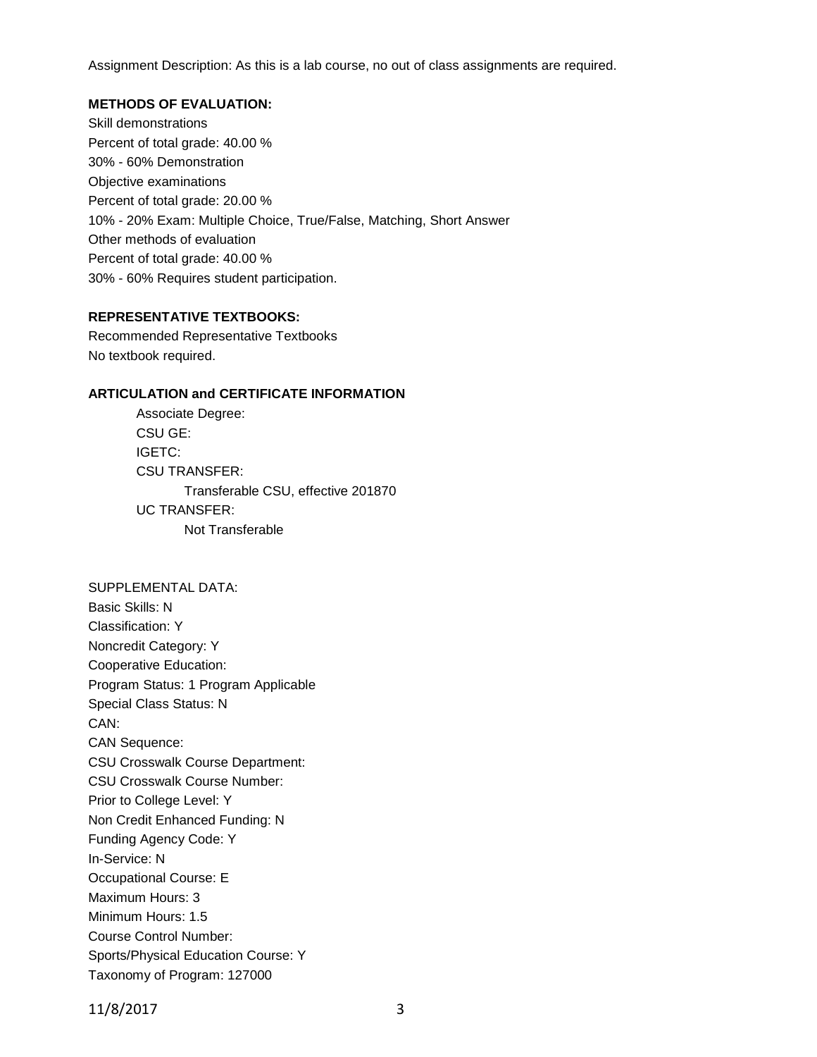Assignment Description: As this is a lab course, no out of class assignments are required.

**METHODS OF EVALUATION:**

Skill demonstrations
Percent of total grade: 40.00 %
30% - 60% Demonstration
Objective examinations
Percent of total grade: 20.00 %
10% - 20% Exam: Multiple Choice, True/False, Matching, Short Answer
Other methods of evaluation
Percent of total grade: 40.00 %
30% - 60% Requires student participation.

**REPRESENTATIVE TEXTBOOKS:**

Recommended Representative Textbooks
No textbook required.

**ARTICULATION and CERTIFICATE INFORMATION**

Associate Degree:
CSU GE:
IGETC:
CSU TRANSFER:
Transferable CSU, effective 201870
UC TRANSFER:
Not Transferable

SUPPLEMENTAL DATA:
Basic Skills: N
Classification: Y
Noncredit Category: Y
Cooperative Education:
Program Status: 1 Program Applicable
Special Class Status: N
CAN:
CAN Sequence:
CSU Crosswalk Course Department:
CSU Crosswalk Course Number:
Prior to College Level: Y
Non Credit Enhanced Funding: N
Funding Agency Code: Y
In-Service: N
Occupational Course: E
Maximum Hours: 3
Minimum Hours: 1.5
Course Control Number:
Sports/Physical Education Course: Y
Taxonomy of Program: 127000